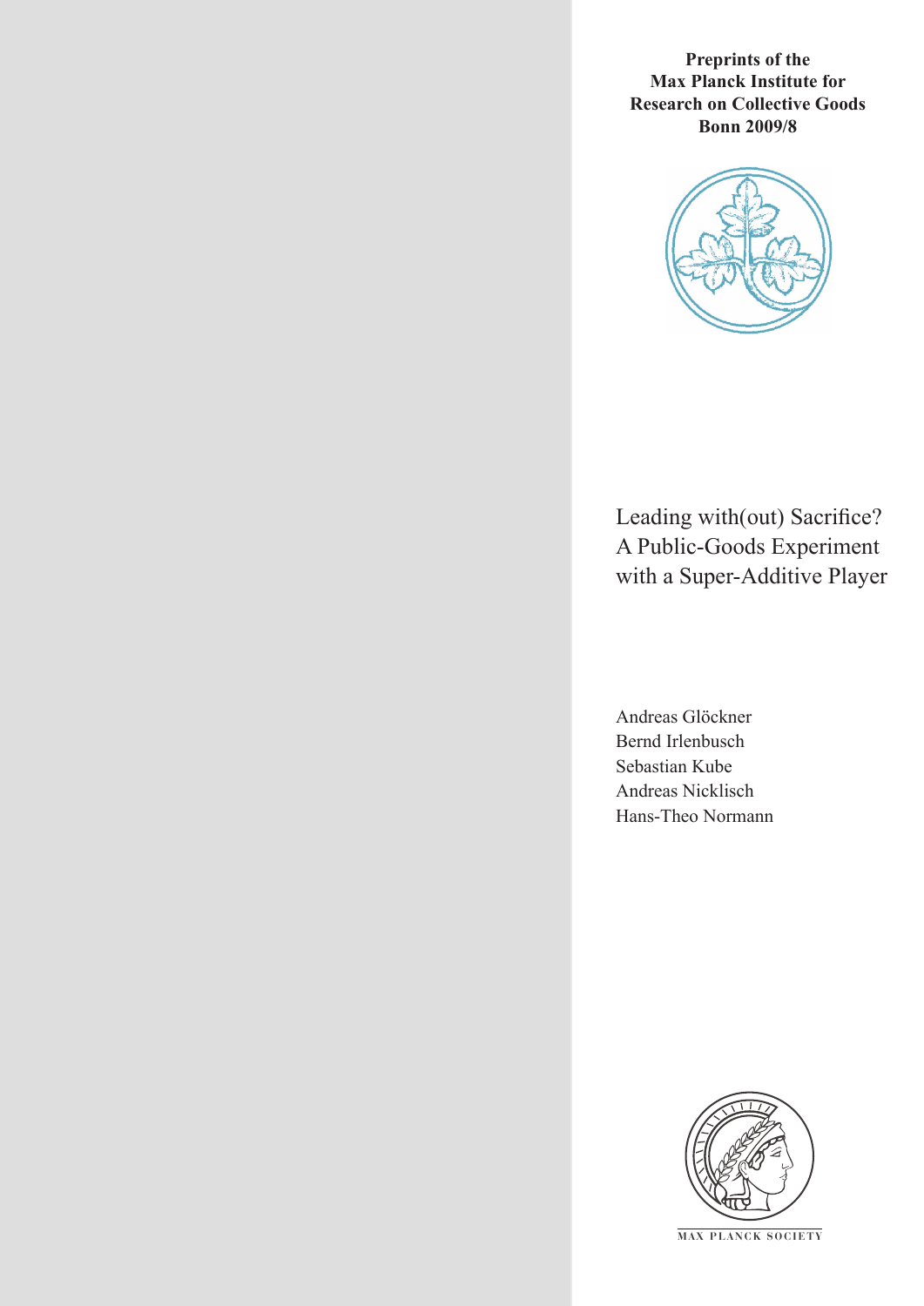**Preprints of the Max Planck Institute for Research on Collective Goods Bonn 2009/8**

# Leading with(out) Sacrifice? A Public-Goods Experiment with a Super-Additive Player

Andreas Glöckner
Bernd Irlenbusch
Sebastian Kube
Andreas Nicklisch
Hans-Theo Normann

MAX PLANCK SOCIETY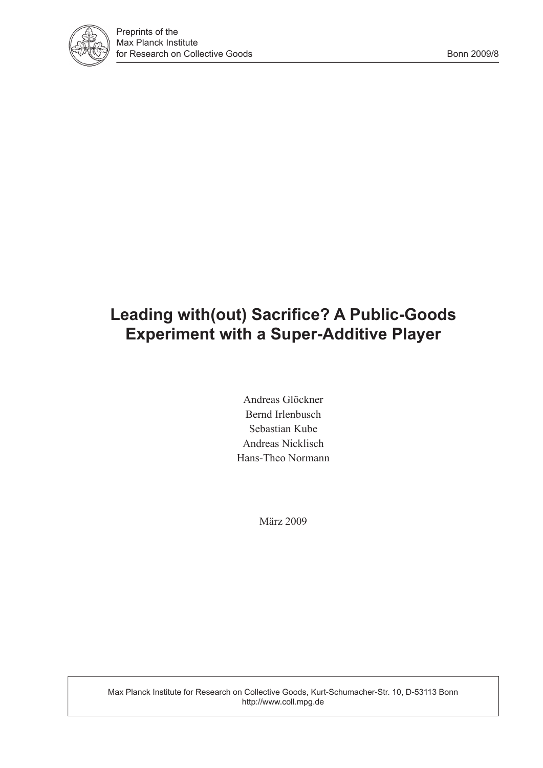Preprints of the
Max Planck Institute
for Research on Collective Goods

Bonn 2009/8

# Leading with(out) Sacrifice? A Public-Goods Experiment with a Super-Additive Player

Andreas Glöckner
Bernd Irlenbusch
Sebastian Kube
Andreas Nicklisch
Hans-Theo Normann

März 2009

Max Planck Institute for Research on Collective Goods, Kurt-Schumacher-Str. 10, D-53113 Bonn
http://www.coll.mpg.de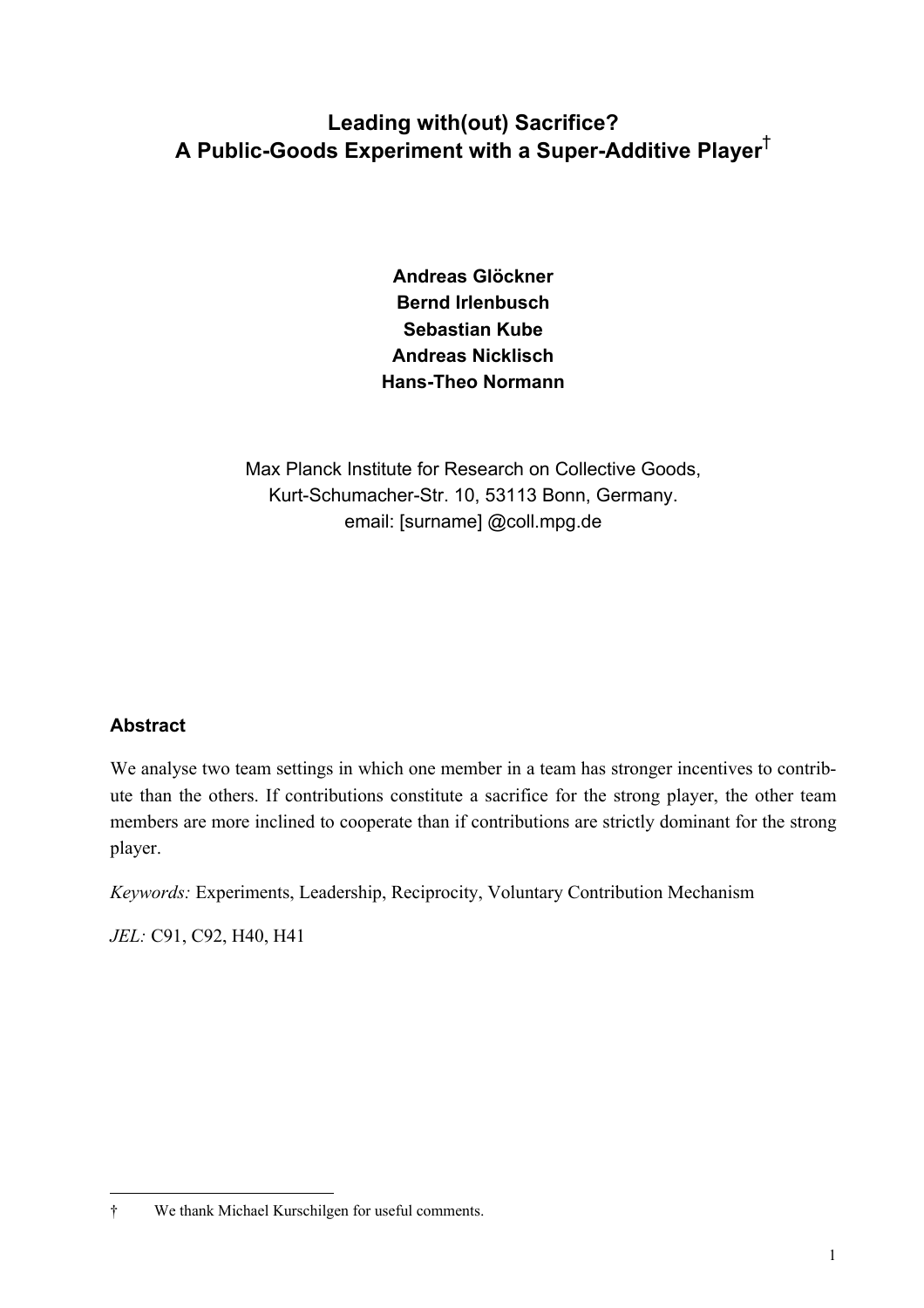# Leading with(out) Sacrifice?
# A Public-Goods Experiment with a Super-Additive Player[†]

**Andreas Glöckner**
**Bernd Irlenbusch**
**Sebastian Kube**
**Andreas Nicklisch**
**Hans-Theo Normann**

Max Planck Institute for Research on Collective Goods,
Kurt-Schumacher-Str. 10, 53113 Bonn, Germany.
email: [surname] @coll.mpg.de

## Abstract

We analyse two team settings in which one member in a team has stronger incentives to contribute than the others. If contributions constitute a sacrifice for the strong player, the other team members are more inclined to cooperate than if contributions are strictly dominant for the strong player.

*Keywords:* Experiments, Leadership, Reciprocity, Voluntary Contribution Mechanism

*JEL:* C91, C92, H40, H41

† We thank Michael Kurschilgen for useful comments.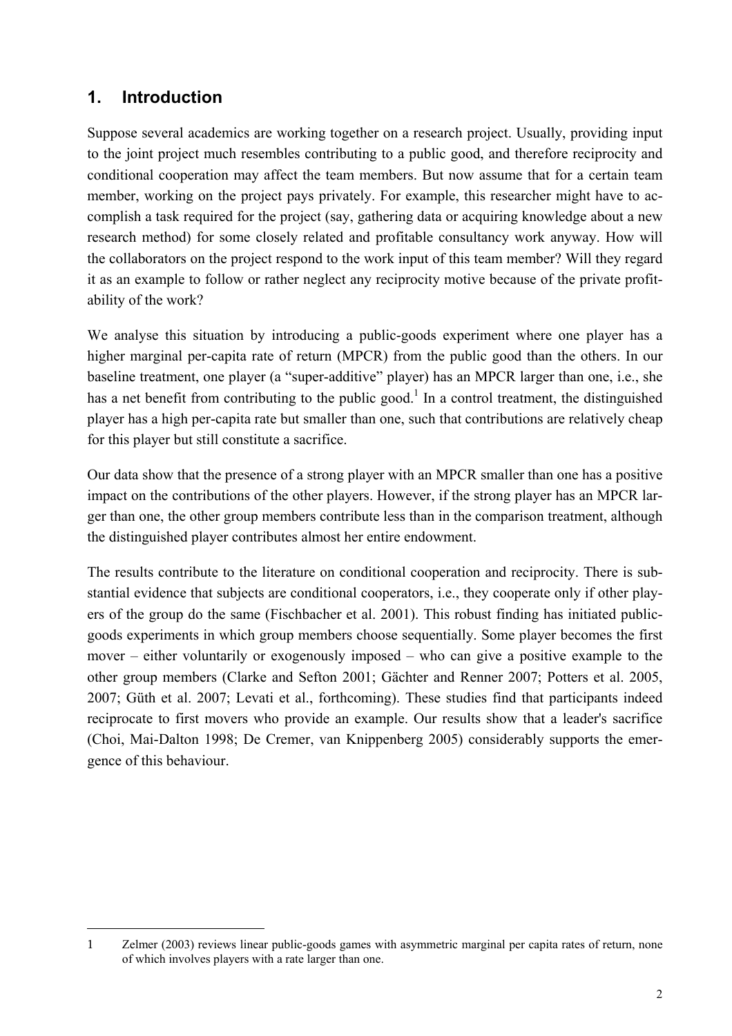## 1. Introduction

Suppose several academics are working together on a research project. Usually, providing input to the joint project much resembles contributing to a public good, and therefore reciprocity and conditional cooperation may affect the team members. But now assume that for a certain team member, working on the project pays privately. For example, this researcher might have to accomplish a task required for the project (say, gathering data or acquiring knowledge about a new research method) for some closely related and profitable consultancy work anyway. How will the collaborators on the project respond to the work input of this team member? Will they regard it as an example to follow or rather neglect any reciprocity motive because of the private profitability of the work?

We analyse this situation by introducing a public-goods experiment where one player has a higher marginal per-capita rate of return (MPCR) from the public good than the others. In our baseline treatment, one player (a "super-additive" player) has an MPCR larger than one, i.e., she has a net benefit from contributing to the public good.[1] In a control treatment, the distinguished player has a high per-capita rate but smaller than one, such that contributions are relatively cheap for this player but still constitute a sacrifice.

Our data show that the presence of a strong player with an MPCR smaller than one has a positive impact on the contributions of the other players. However, if the strong player has an MPCR larger than one, the other group members contribute less than in the comparison treatment, although the distinguished player contributes almost her entire endowment.

The results contribute to the literature on conditional cooperation and reciprocity. There is substantial evidence that subjects are conditional cooperators, i.e., they cooperate only if other players of the group do the same (Fischbacher et al. 2001). This robust finding has initiated public-goods experiments in which group members choose sequentially. Some player becomes the first mover – either voluntarily or exogenously imposed – who can give a positive example to the other group members (Clarke and Sefton 2001; Gächter and Renner 2007; Potters et al. 2005, 2007; Güth et al. 2007; Levati et al., forthcoming). These studies find that participants indeed reciprocate to first movers who provide an example. Our results show that a leader's sacrifice (Choi, Mai-Dalton 1998; De Cremer, van Knippenberg 2005) considerably supports the emergence of this behaviour.

---

1 Zelmer (2003) reviews linear public-goods games with asymmetric marginal per capita rates of return, none of which involves players with a rate larger than one.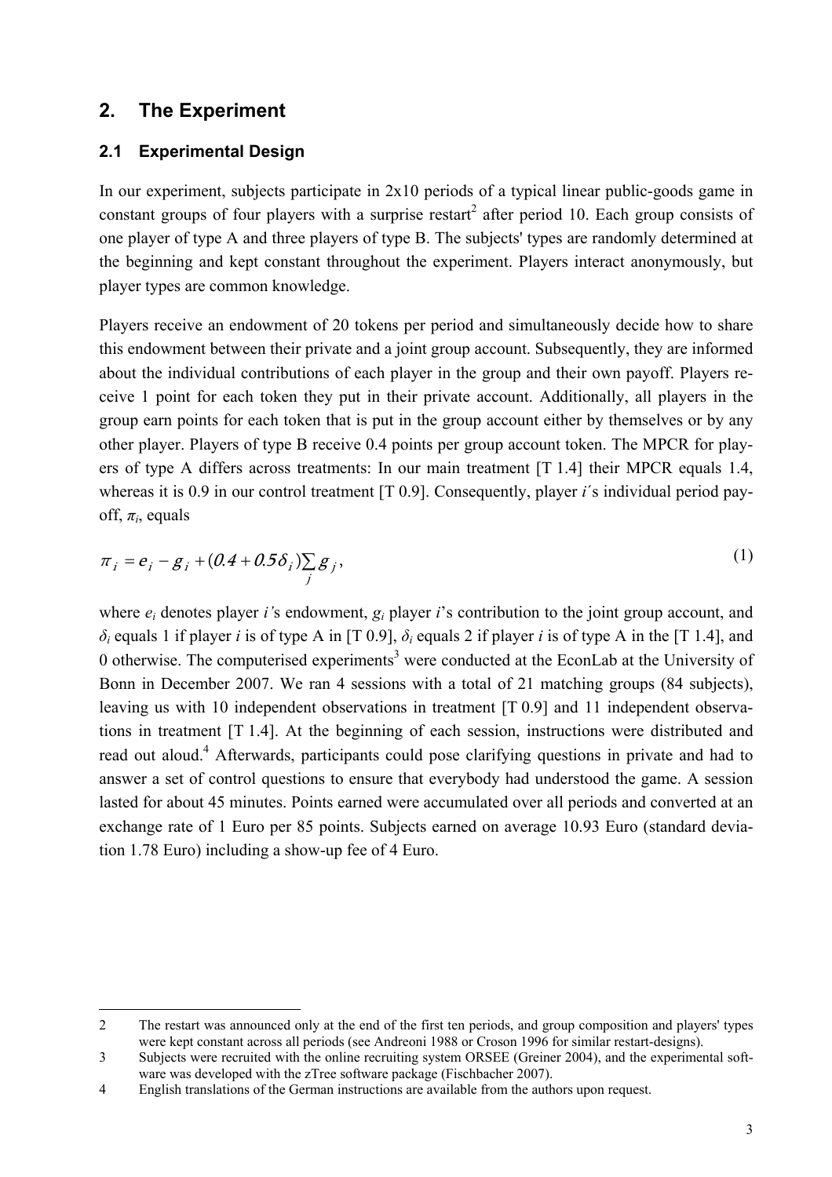## 2. The Experiment

### 2.1 Experimental Design

In our experiment, subjects participate in 2x10 periods of a typical linear public-goods game in constant groups of four players with a surprise restart[2] after period 10. Each group consists of one player of type A and three players of type B. The subjects' types are randomly determined at the beginning and kept constant throughout the experiment. Players interact anonymously, but player types are common knowledge.

Players receive an endowment of 20 tokens per period and simultaneously decide how to share this endowment between their private and a joint group account. Subsequently, they are informed about the individual contributions of each player in the group and their own payoff. Players receive 1 point for each token they put in their private account. Additionally, all players in the group earn points for each token that is put in the group account either by themselves or by any other player. Players of type B receive 0.4 points per group account token. The MPCR for players of type A differs across treatments: In our main treatment [T 1.4] their MPCR equals 1.4, whereas it is 0.9 in our control treatment [T 0.9]. Consequently, player $i$´s individual period payoff, $\pi_i$, equals

$$\pi_i = e_i - g_i + (0.4 + 0.5\delta_i)\sum_j g_j, \tag{1}$$

where $e_i$ denotes player $i$'s endowment, $g_i$ player $i$'s contribution to the joint group account, and $\delta_i$ equals 1 if player $i$ is of type A in [T 0.9], $\delta_i$ equals 2 if player $i$ is of type A in the [T 1.4], and 0 otherwise. The computerised experiments[3] were conducted at the EconLab at the University of Bonn in December 2007. We ran 4 sessions with a total of 21 matching groups (84 subjects), leaving us with 10 independent observations in treatment [T 0.9] and 11 independent observations in treatment [T 1.4]. At the beginning of each session, instructions were distributed and read out aloud.[4] Afterwards, participants could pose clarifying questions in private and had to answer a set of control questions to ensure that everybody had understood the game. A session lasted for about 45 minutes. Points earned were accumulated over all periods and converted at an exchange rate of 1 Euro per 85 points. Subjects earned on average 10.93 Euro (standard deviation 1.78 Euro) including a show-up fee of 4 Euro.

---

2 The restart was announced only at the end of the first ten periods, and group composition and players' types were kept constant across all periods (see Andreoni 1988 or Croson 1996 for similar restart-designs).

3 Subjects were recruited with the online recruiting system ORSEE (Greiner 2004), and the experimental software was developed with the zTree software package (Fischbacher 2007).

4 English translations of the German instructions are available from the authors upon request.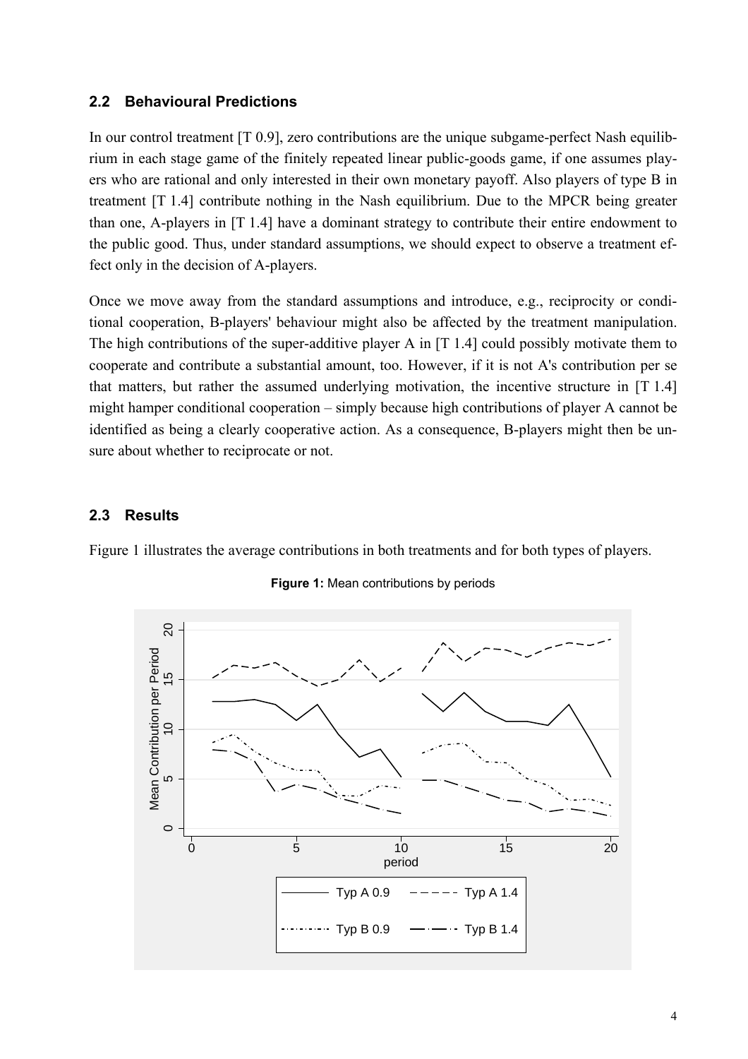### 2.2 Behavioural Predictions

In our control treatment [T 0.9], zero contributions are the unique subgame-perfect Nash equilibrium in each stage game of the finitely repeated linear public-goods game, if one assumes players who are rational and only interested in their own monetary payoff. Also players of type B in treatment [T 1.4] contribute nothing in the Nash equilibrium. Due to the MPCR being greater than one, A-players in [T 1.4] have a dominant strategy to contribute their entire endowment to the public good. Thus, under standard assumptions, we should expect to observe a treatment effect only in the decision of A-players.

Once we move away from the standard assumptions and introduce, e.g., reciprocity or conditional cooperation, B-players' behaviour might also be affected by the treatment manipulation. The high contributions of the super-additive player A in [T 1.4] could possibly motivate them to cooperate and contribute a substantial amount, too. However, if it is not A's contribution per se that matters, but rather the assumed underlying motivation, the incentive structure in [T 1.4] might hamper conditional cooperation – simply because high contributions of player A cannot be identified as being a clearly cooperative action. As a consequence, B-players might then be unsure about whether to reciprocate or not.

### 2.3 Results

Figure 1 illustrates the average contributions in both treatments and for both types of players.

**Figure 1:** Mean contributions by periods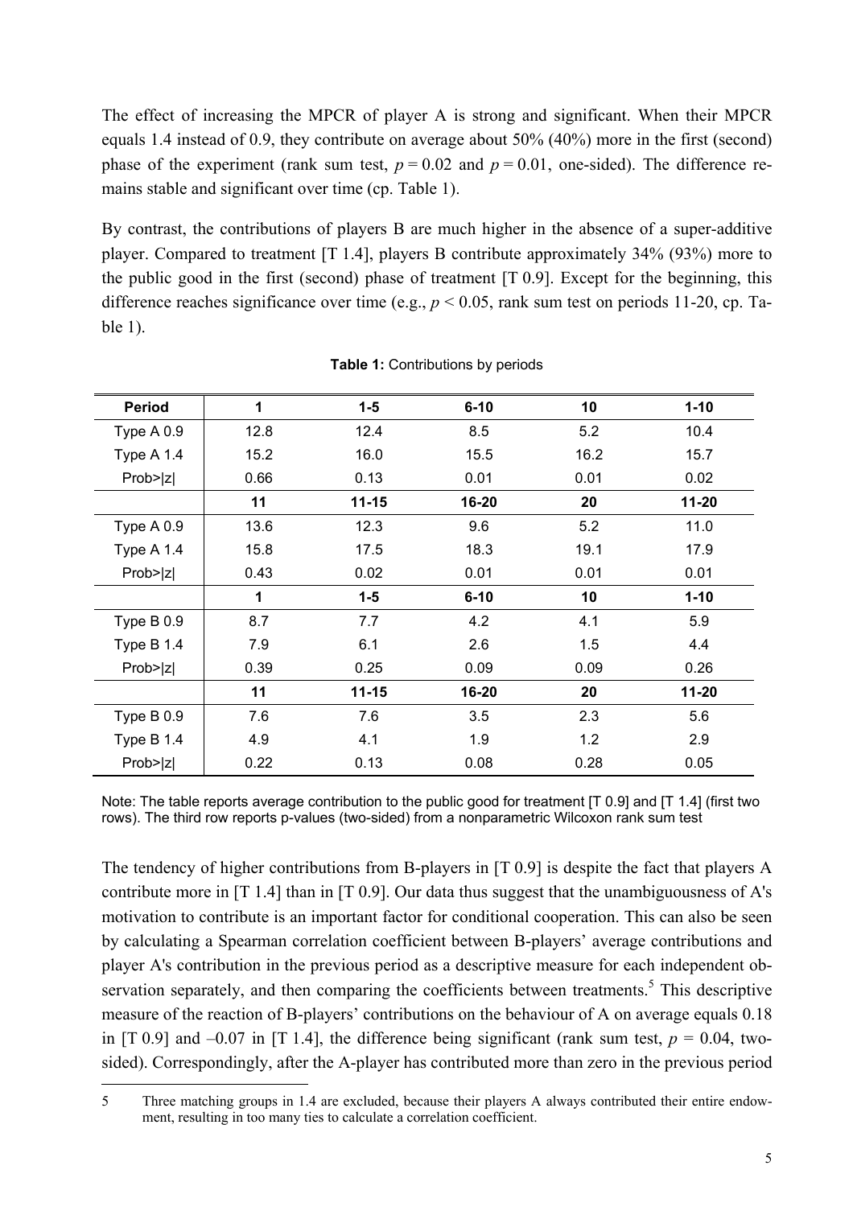The effect of increasing the MPCR of player A is strong and significant. When their MPCR equals 1.4 instead of 0.9, they contribute on average about 50% (40%) more in the first (second) phase of the experiment (rank sum test, $p = 0.02$ and $p = 0.01$, one-sided). The difference remains stable and significant over time (cp. Table 1).

By contrast, the contributions of players B are much higher in the absence of a super-additive player. Compared to treatment [T 1.4], players B contribute approximately 34% (93%) more to the public good in the first (second) phase of treatment [T 0.9]. Except for the beginning, this difference reaches significance over time (e.g., $p < 0.05$, rank sum test on periods 11-20, cp. Table 1).

**Table 1:** Contributions by periods

| Period | 1 | 1-5 | 6-10 | 10 | 1-10 |
|---|---|---|---|---|---|
| Type A 0.9 | 12.8 | 12.4 | 8.5 | 5.2 | 10.4 |
| Type A 1.4 | 15.2 | 16.0 | 15.5 | 16.2 | 15.7 |
| Prob>\|z\| | 0.66 | 0.13 | 0.01 | 0.01 | 0.02 |
| | **11** | **11-15** | **16-20** | **20** | **11-20** |
| Type A 0.9 | 13.6 | 12.3 | 9.6 | 5.2 | 11.0 |
| Type A 1.4 | 15.8 | 17.5 | 18.3 | 19.1 | 17.9 |
| Prob>\|z\| | 0.43 | 0.02 | 0.01 | 0.01 | 0.01 |
| | **1** | **1-5** | **6-10** | **10** | **1-10** |
| Type B 0.9 | 8.7 | 7.7 | 4.2 | 4.1 | 5.9 |
| Type B 1.4 | 7.9 | 6.1 | 2.6 | 1.5 | 4.4 |
| Prob>\|z\| | 0.39 | 0.25 | 0.09 | 0.09 | 0.26 |
| | **11** | **11-15** | **16-20** | **20** | **11-20** |
| Type B 0.9 | 7.6 | 7.6 | 3.5 | 2.3 | 5.6 |
| Type B 1.4 | 4.9 | 4.1 | 1.9 | 1.2 | 2.9 |
| Prob>\|z\| | 0.22 | 0.13 | 0.08 | 0.28 | 0.05 |

Note: The table reports average contribution to the public good for treatment [T 0.9] and [T 1.4] (first two rows). The third row reports p-values (two-sided) from a nonparametric Wilcoxon rank sum test

The tendency of higher contributions from B-players in [T 0.9] is despite the fact that players A contribute more in [T 1.4] than in [T 0.9]. Our data thus suggest that the unambiguousness of A's motivation to contribute is an important factor for conditional cooperation. This can also be seen by calculating a Spearman correlation coefficient between B-players' average contributions and player A's contribution in the previous period as a descriptive measure for each independent observation separately, and then comparing the coefficients between treatments.[5] This descriptive measure of the reaction of B-players' contributions on the behaviour of A on average equals 0.18 in [T 0.9] and –0.07 in [T 1.4], the difference being significant (rank sum test, $p = 0.04$, two-sided). Correspondingly, after the A-player has contributed more than zero in the previous period

5 Three matching groups in 1.4 are excluded, because their players A always contributed their entire endowment, resulting in too many ties to calculate a correlation coefficient.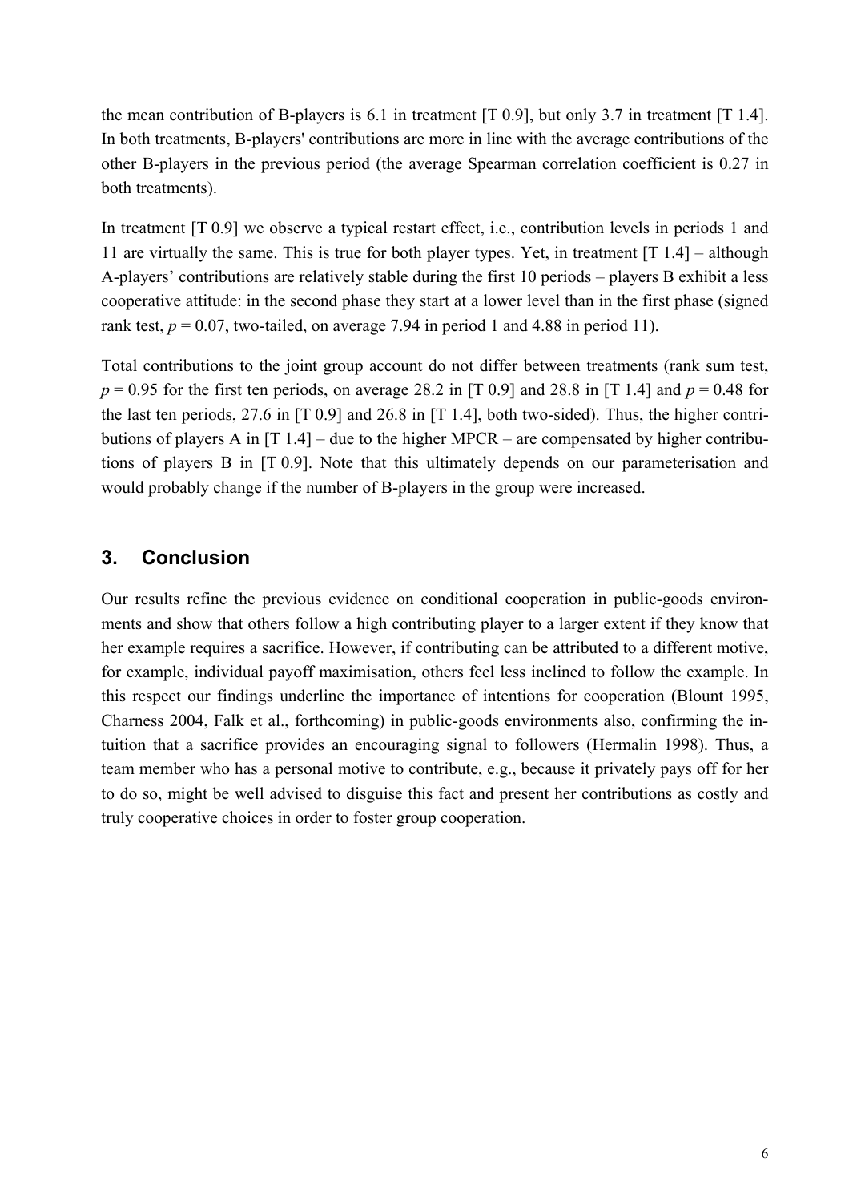the mean contribution of B-players is 6.1 in treatment [T 0.9], but only 3.7 in treatment [T 1.4]. In both treatments, B-players' contributions are more in line with the average contributions of the other B-players in the previous period (the average Spearman correlation coefficient is 0.27 in both treatments).

In treatment [T 0.9] we observe a typical restart effect, i.e., contribution levels in periods 1 and 11 are virtually the same. This is true for both player types. Yet, in treatment [T 1.4] – although A-players' contributions are relatively stable during the first 10 periods – players B exhibit a less cooperative attitude: in the second phase they start at a lower level than in the first phase (signed rank test, $p = 0.07$, two-tailed, on average 7.94 in period 1 and 4.88 in period 11).

Total contributions to the joint group account do not differ between treatments (rank sum test, $p = 0.95$ for the first ten periods, on average 28.2 in [T 0.9] and 28.8 in [T 1.4] and $p = 0.48$ for the last ten periods, 27.6 in [T 0.9] and 26.8 in [T 1.4], both two-sided). Thus, the higher contributions of players A in [T 1.4] – due to the higher MPCR – are compensated by higher contributions of players B in [T 0.9]. Note that this ultimately depends on our parameterisation and would probably change if the number of B-players in the group were increased.

## 3. Conclusion

Our results refine the previous evidence on conditional cooperation in public-goods environments and show that others follow a high contributing player to a larger extent if they know that her example requires a sacrifice. However, if contributing can be attributed to a different motive, for example, individual payoff maximisation, others feel less inclined to follow the example. In this respect our findings underline the importance of intentions for cooperation (Blount 1995, Charness 2004, Falk et al., forthcoming) in public-goods environments also, confirming the intuition that a sacrifice provides an encouraging signal to followers (Hermalin 1998). Thus, a team member who has a personal motive to contribute, e.g., because it privately pays off for her to do so, might be well advised to disguise this fact and present her contributions as costly and truly cooperative choices in order to foster group cooperation.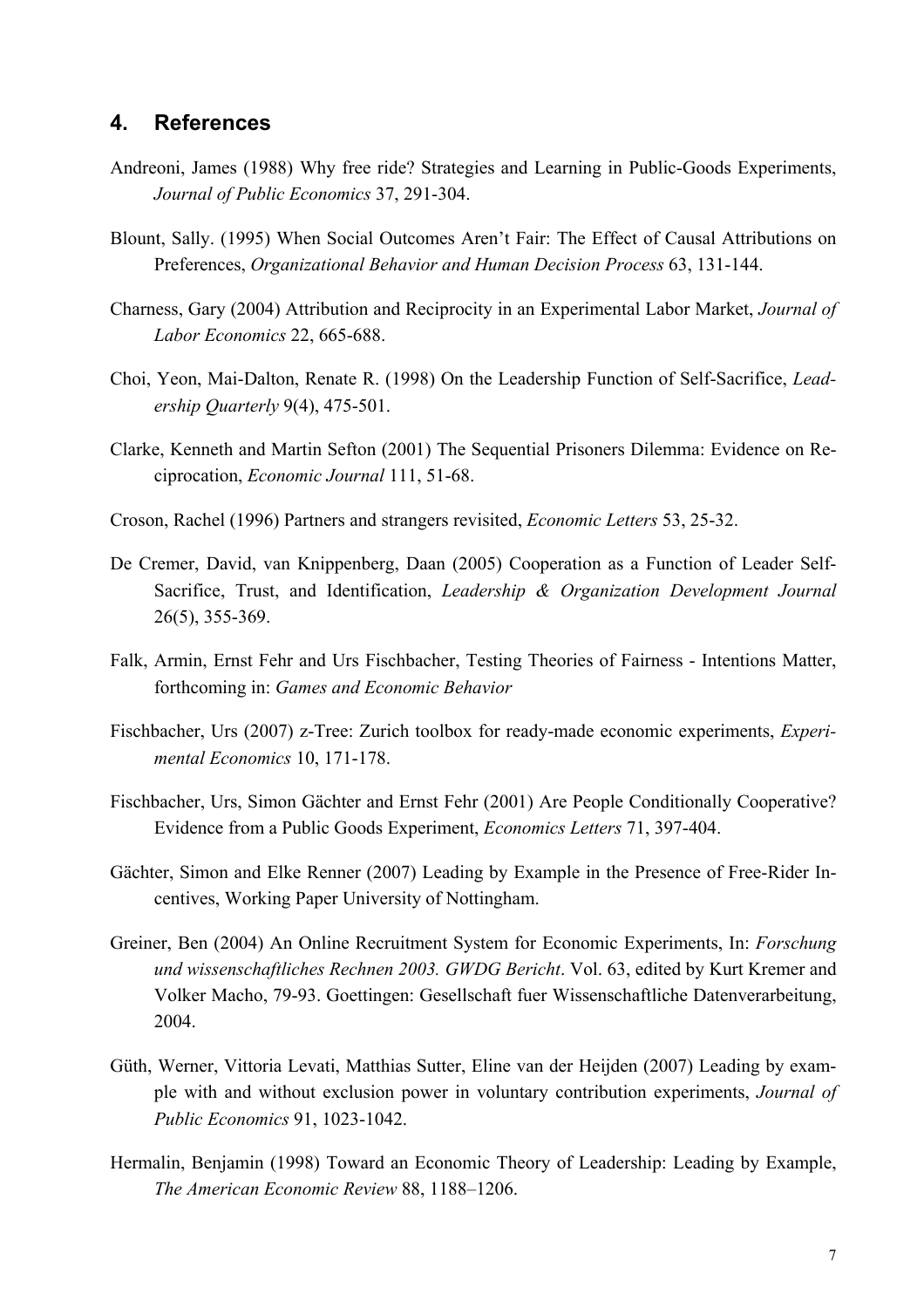## 4. References

Andreoni, James (1988) Why free ride? Strategies and Learning in Public-Goods Experiments, *Journal of Public Economics* 37, 291-304.

Blount, Sally. (1995) When Social Outcomes Aren't Fair: The Effect of Causal Attributions on Preferences, *Organizational Behavior and Human Decision Process* 63, 131-144.

Charness, Gary (2004) Attribution and Reciprocity in an Experimental Labor Market, *Journal of Labor Economics* 22, 665-688.

Choi, Yeon, Mai-Dalton, Renate R. (1998) On the Leadership Function of Self-Sacrifice, *Leadership Quarterly* 9(4), 475-501.

Clarke, Kenneth and Martin Sefton (2001) The Sequential Prisoners Dilemma: Evidence on Reciprocation, *Economic Journal* 111, 51-68.

Croson, Rachel (1996) Partners and strangers revisited, *Economic Letters* 53, 25-32.

De Cremer, David, van Knippenberg, Daan (2005) Cooperation as a Function of Leader Self-Sacrifice, Trust, and Identification, *Leadership & Organization Development Journal* 26(5), 355-369.

Falk, Armin, Ernst Fehr and Urs Fischbacher, Testing Theories of Fairness - Intentions Matter, forthcoming in: *Games and Economic Behavior*

Fischbacher, Urs (2007) z-Tree: Zurich toolbox for ready-made economic experiments, *Experimental Economics* 10, 171-178.

Fischbacher, Urs, Simon Gächter and Ernst Fehr (2001) Are People Conditionally Cooperative? Evidence from a Public Goods Experiment, *Economics Letters* 71, 397-404.

Gächter, Simon and Elke Renner (2007) Leading by Example in the Presence of Free-Rider Incentives, Working Paper University of Nottingham.

Greiner, Ben (2004) An Online Recruitment System for Economic Experiments, In: *Forschung und wissenschaftliches Rechnen 2003. GWDG Bericht*. Vol. 63, edited by Kurt Kremer and Volker Macho, 79-93. Goettingen: Gesellschaft fuer Wissenschaftliche Datenverarbeitung, 2004.

Güth, Werner, Vittoria Levati, Matthias Sutter, Eline van der Heijden (2007) Leading by example with and without exclusion power in voluntary contribution experiments, *Journal of Public Economics* 91, 1023-1042.

Hermalin, Benjamin (1998) Toward an Economic Theory of Leadership: Leading by Example, *The American Economic Review* 88, 1188–1206.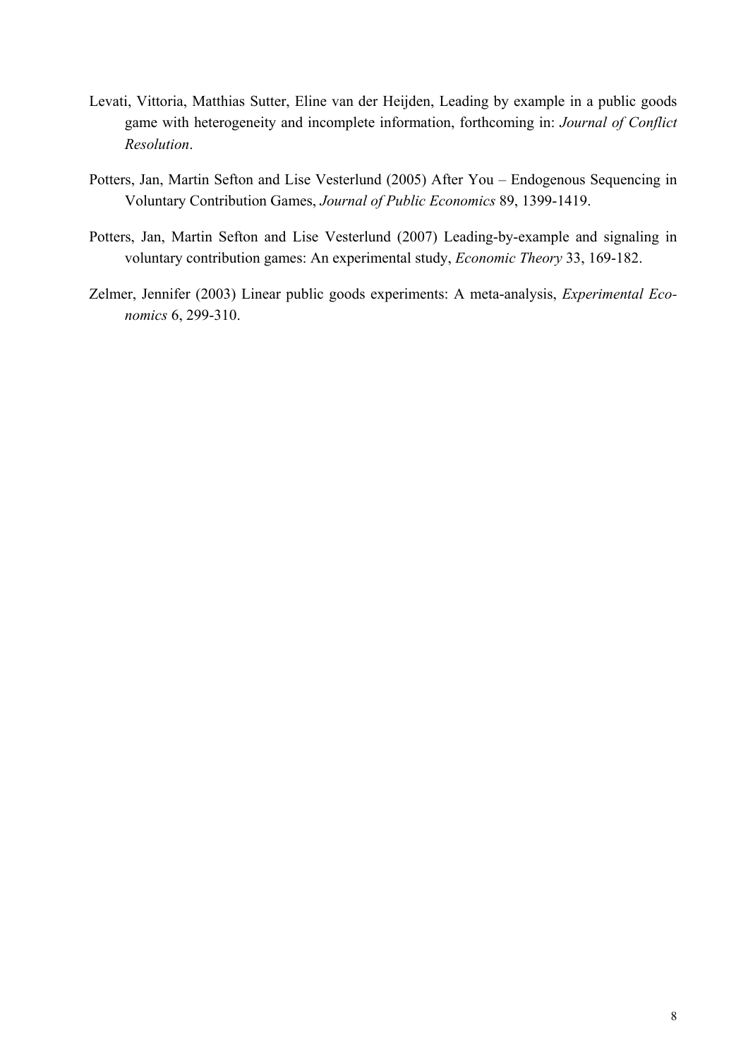Levati, Vittoria, Matthias Sutter, Eline van der Heijden, Leading by example in a public goods game with heterogeneity and incomplete information, forthcoming in: *Journal of Conflict Resolution*.

Potters, Jan, Martin Sefton and Lise Vesterlund (2005) After You – Endogenous Sequencing in Voluntary Contribution Games, *Journal of Public Economics* 89, 1399-1419.

Potters, Jan, Martin Sefton and Lise Vesterlund (2007) Leading-by-example and signaling in voluntary contribution games: An experimental study, *Economic Theory* 33, 169-182.

Zelmer, Jennifer (2003) Linear public goods experiments: A meta-analysis, *Experimental Economics* 6, 299-310.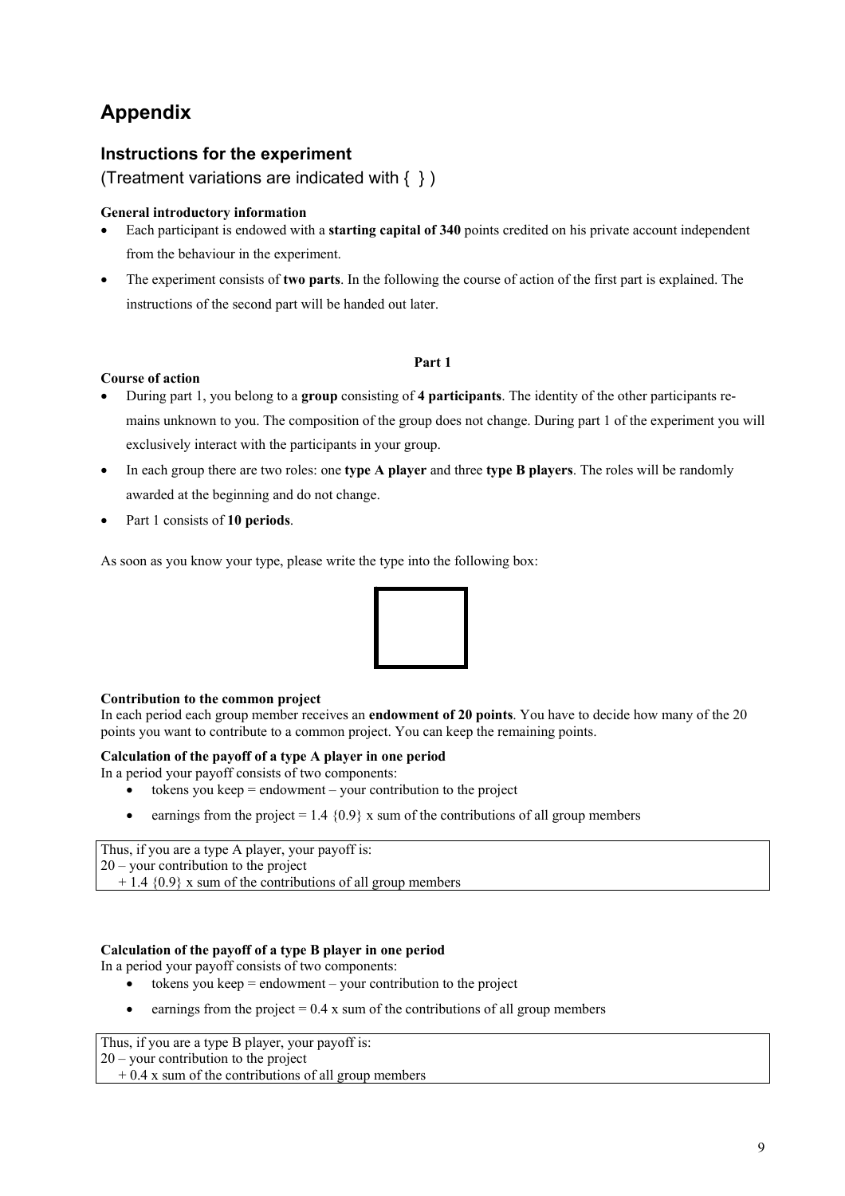# Appendix

## Instructions for the experiment

(Treatment variations are indicated with { } )

**General introductory information**

- Each participant is endowed with a **starting capital of 340** points credited on his private account independent from the behaviour in the experiment.
- The experiment consists of **two parts**. In the following the course of action of the first part is explained. The instructions of the second part will be handed out later.

**Part 1**

**Course of action**

- During part 1, you belong to a **group** consisting of **4 participants**. The identity of the other participants remains unknown to you. The composition of the group does not change. During part 1 of the experiment you will exclusively interact with the participants in your group.
- In each group there are two roles: one **type A player** and three **type B players**. The roles will be randomly awarded at the beginning and do not change.
- Part 1 consists of **10 periods**.

As soon as you know your type, please write the type into the following box:

**Contribution to the common project**

In each period each group member receives an **endowment of 20 points**. You have to decide how many of the 20 points you want to contribute to a common project. You can keep the remaining points.

**Calculation of the payoff of a type A player in one period**

In a period your payoff consists of two components:

- tokens you keep = endowment – your contribution to the project
- earnings from the project = 1.4 {0.9} x sum of the contributions of all group members

| Thus, if you are a type A player, your payoff is:<br>20 – your contribution to the project<br>+ 1.4 {0.9} x sum of the contributions of all group members |
|---|

**Calculation of the payoff of a type B player in one period**

In a period your payoff consists of two components:

- tokens you keep = endowment – your contribution to the project
- earnings from the project = 0.4 x sum of the contributions of all group members

| Thus, if you are a type B player, your payoff is:<br>20 – your contribution to the project<br>+ 0.4 x sum of the contributions of all group members |
|---|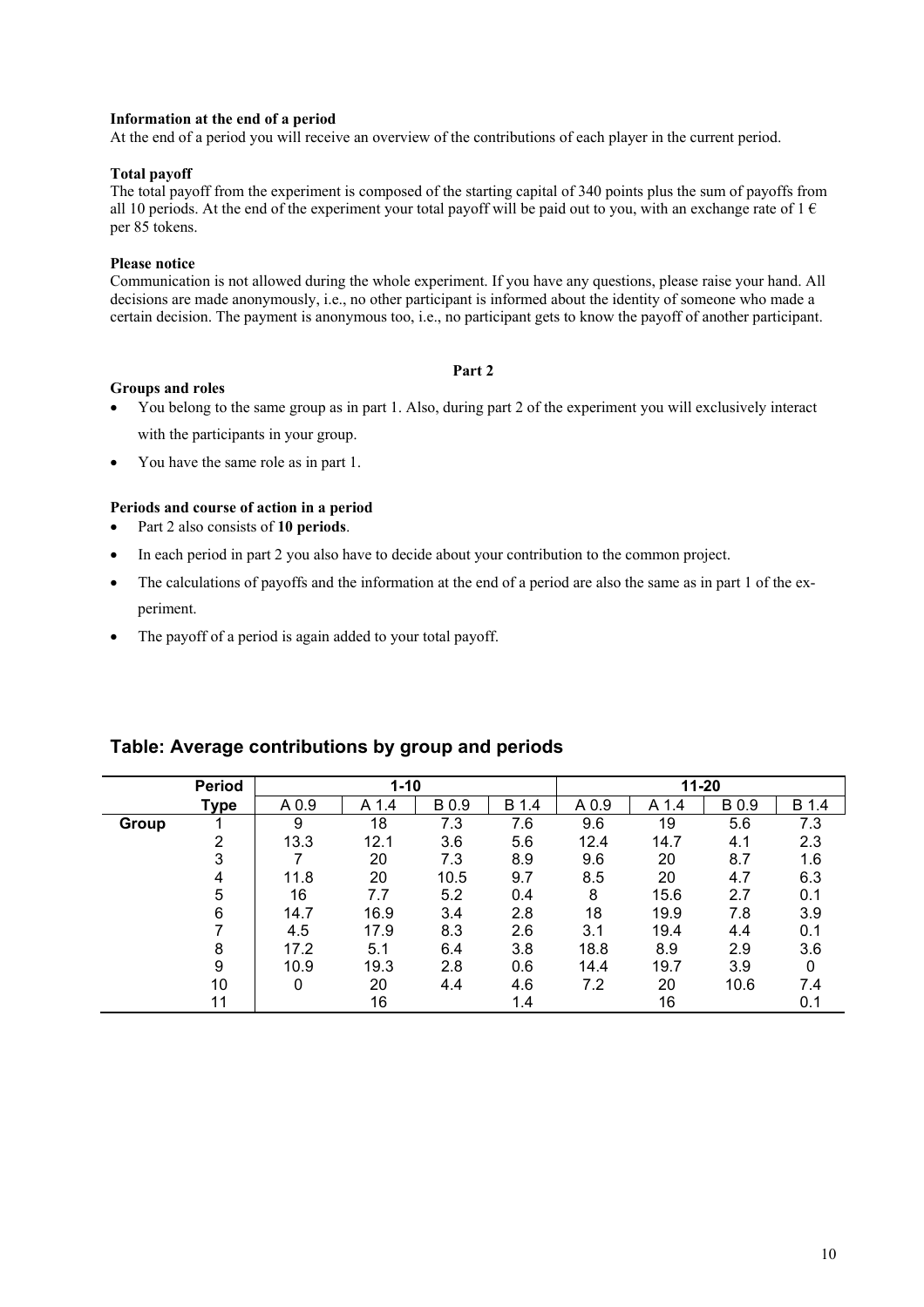**Information at the end of a period**
At the end of a period you will receive an overview of the contributions of each player in the current period.

**Total payoff**
The total payoff from the experiment is composed of the starting capital of 340 points plus the sum of payoffs from all 10 periods. At the end of the experiment your total payoff will be paid out to you, with an exchange rate of 1 € per 85 tokens.

**Please notice**
Communication is not allowed during the whole experiment. If you have any questions, please raise your hand. All decisions are made anonymously, i.e., no other participant is informed about the identity of someone who made a certain decision. The payment is anonymous too, i.e., no participant gets to know the payoff of another participant.

**Part 2**

**Groups and roles**

- You belong to the same group as in part 1. Also, during part 2 of the experiment you will exclusively interact with the participants in your group.
- You have the same role as in part 1.

**Periods and course of action in a period**

- Part 2 also consists of **10 periods**.
- In each period in part 2 you also have to decide about your contribution to the common project.
- The calculations of payoffs and the information at the end of a period are also the same as in part 1 of the experiment.
- The payoff of a period is again added to your total payoff.

## Table: Average contributions by group and periods

| | Period | 1-10 | | | | 11-20 | | | |
|---|---|---|---|---|---|---|---|---|---|
| | **Type** | A 0.9 | A 1.4 | B 0.9 | B 1.4 | A 0.9 | A 1.4 | B 0.9 | B 1.4 |
| **Group** | 1 | 9 | 18 | 7.3 | 7.6 | 9.6 | 19 | 5.6 | 7.3 |
| | 2 | 13.3 | 12.1 | 3.6 | 5.6 | 12.4 | 14.7 | 4.1 | 2.3 |
| | 3 | 7 | 20 | 7.3 | 8.9 | 9.6 | 20 | 8.7 | 1.6 |
| | 4 | 11.8 | 20 | 10.5 | 9.7 | 8.5 | 20 | 4.7 | 6.3 |
| | 5 | 16 | 7.7 | 5.2 | 0.4 | 8 | 15.6 | 2.7 | 0.1 |
| | 6 | 14.7 | 16.9 | 3.4 | 2.8 | 18 | 19.9 | 7.8 | 3.9 |
| | 7 | 4.5 | 17.9 | 8.3 | 2.6 | 3.1 | 19.4 | 4.4 | 0.1 |
| | 8 | 17.2 | 5.1 | 6.4 | 3.8 | 18.8 | 8.9 | 2.9 | 3.6 |
| | 9 | 10.9 | 19.3 | 2.8 | 0.6 | 14.4 | 19.7 | 3.9 | 0 |
| | 10 | 0 | 20 | 4.4 | 4.6 | 7.2 | 20 | 10.6 | 7.4 |
| | 11 | | 16 | | 1.4 | | 16 | | 0.1 |